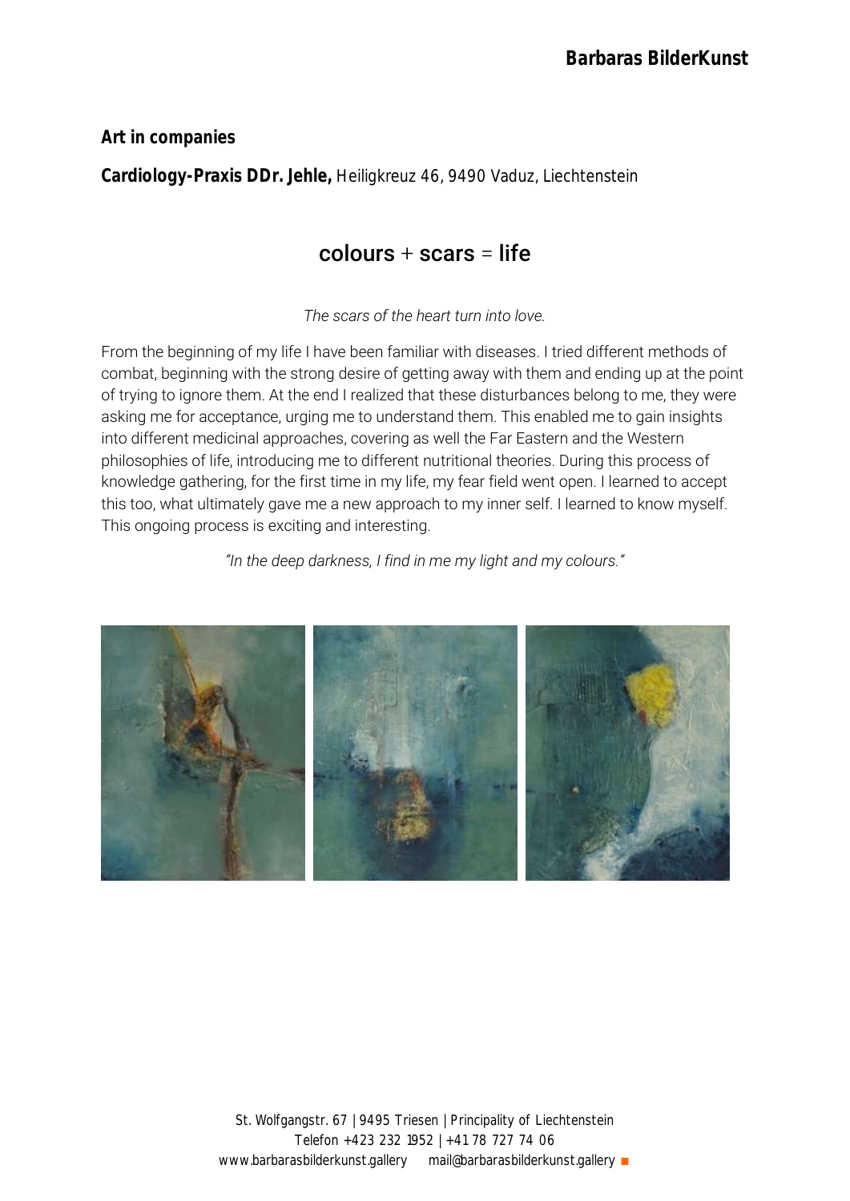**Barbaras BilderKunst**

**Art in companies**

**Cardiology-Praxis DDr. Jehle,** Heiligkreuz 46, 9490 Vaduz, Liechtenstein

## colours + scars = life

*The scars of the heart turn into love.*

From the beginning of my life I have been familiar with diseases. I tried different methods of combat, beginning with the strong desire of getting away with them and ending up at the point of trying to ignore them. At the end I realized that these disturbances belong to me, they were asking me for acceptance, urging me to understand them. This enabled me to gain insights into different medicinal approaches, covering as well the Far Eastern and the Western philosophies of life, introducing me to different nutritional theories. During this process of knowledge gathering, for the first time in my life, my fear field went open. I learned to accept this too, what ultimately gave me a new approach to my inner self. I learned to know myself. This ongoing process is exciting and interesting.

*"In the deep darkness, I find in me my light and my colours."*

St. Wolfgangstr. 67 | 9495 Triesen | Principality of Liechtenstein
Telefon +423 232 1952 | +41 78 727 74 06
www.barbarasbilderkunst.gallery mail@barbarasbilderkunst.gallery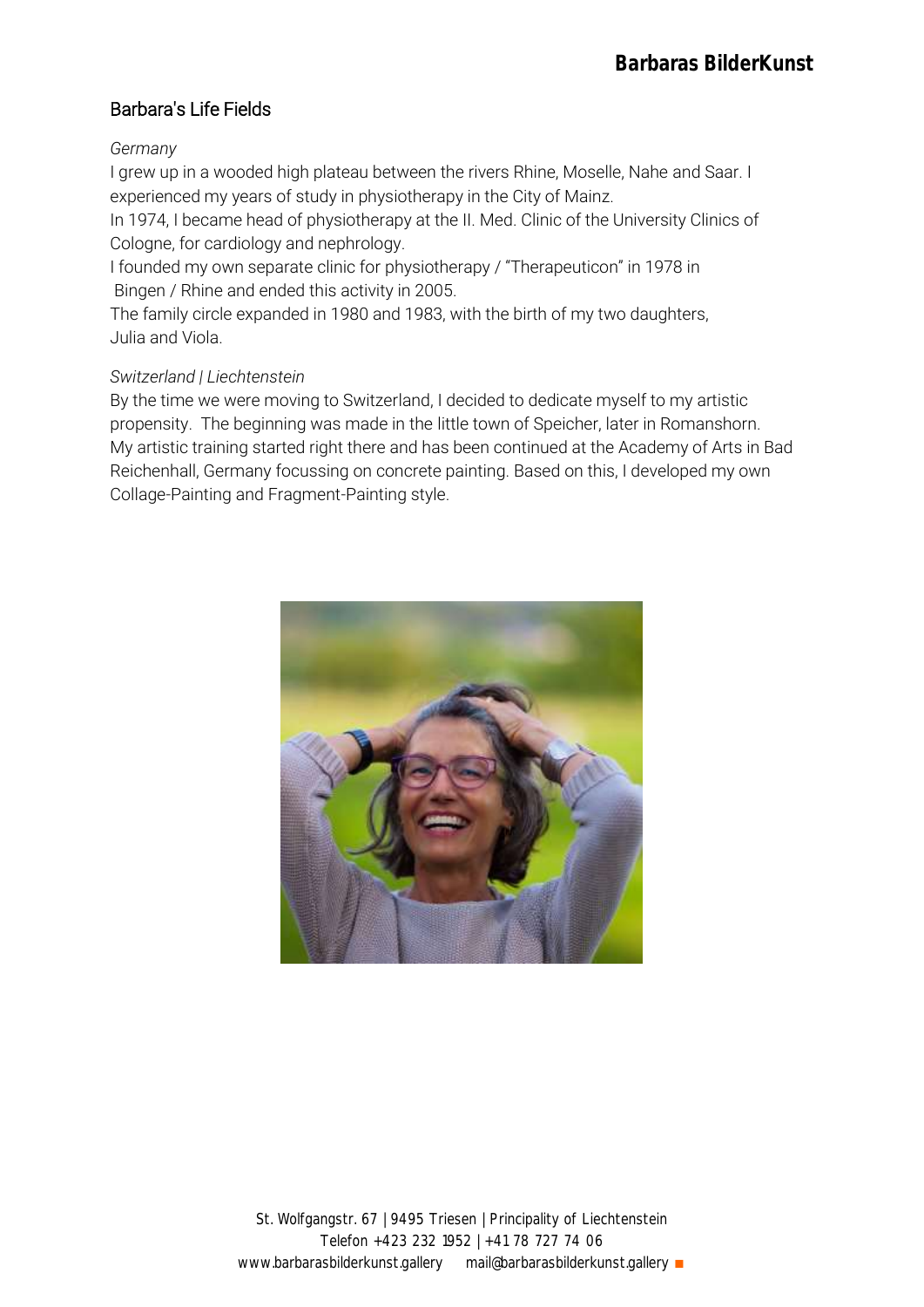## Barbara's Life Fields

*Germany*

I grew up in a wooded high plateau between the rivers Rhine, Moselle, Nahe and Saar. I experienced my years of study in physiotherapy in the City of Mainz.

In 1974, I became head of physiotherapy at the II. Med. Clinic of the University Clinics of Cologne, for cardiology and nephrology.

I founded my own separate clinic for physiotherapy / "Therapeuticon" in 1978 in Bingen / Rhine and ended this activity in 2005.

The family circle expanded in 1980 and 1983, with the birth of my two daughters, Julia and Viola.

*Switzerland | Liechtenstein*

By the time we were moving to Switzerland, I decided to dedicate myself to my artistic propensity. The beginning was made in the little town of Speicher, later in Romanshorn. My artistic training started right there and has been continued at the Academy of Arts in Bad Reichenhall, Germany focussing on concrete painting. Based on this, I developed my own Collage-Painting and Fragment-Painting style.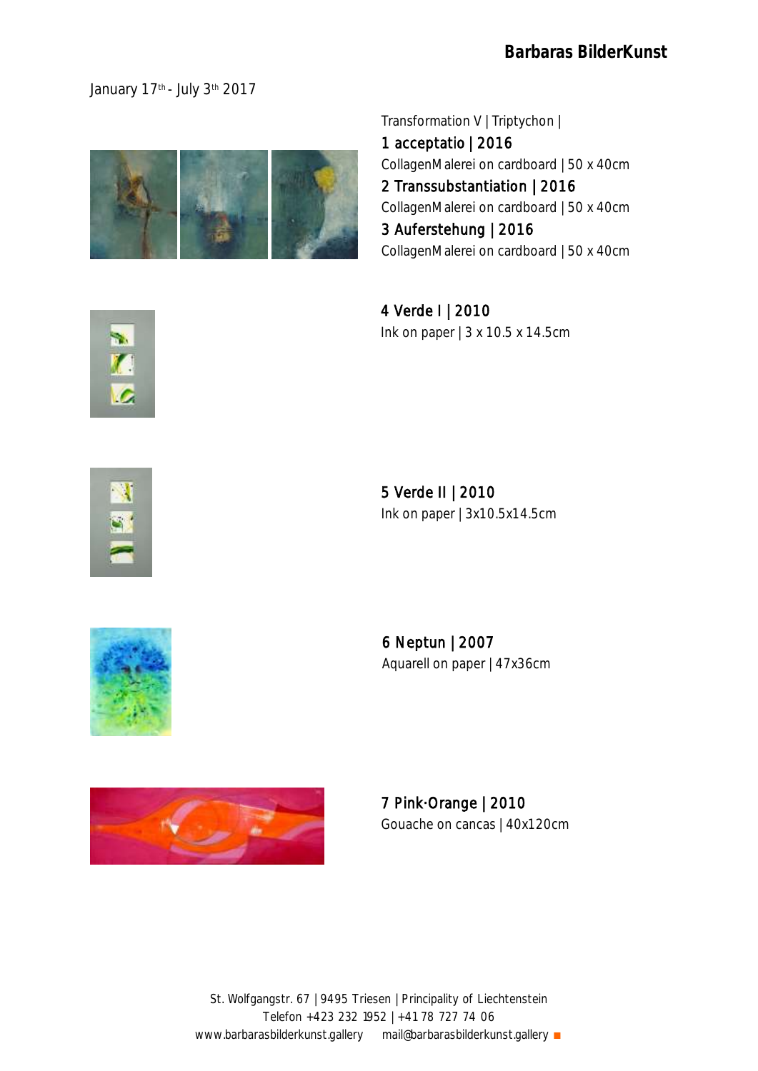January 17th - July 3th 2017

Transformation V | Triptychon |

**1 acceptatio | 2016**
CollagenMalerei on cardboard | 50 x 40cm

**2 Transsubstantiation | 2016**
CollagenMalerei on cardboard | 50 x 40cm

**3 Auferstehung | 2016**
CollagenMalerei on cardboard | 50 x 40cm

**4 Verde I | 2010**
Ink on paper | 3 x 10.5 x 14.5cm

**5 Verde II | 2010**
Ink on paper | 3x10.5x14.5cm

**6 Neptun | 2007**
Aquarell on paper | 47x36cm

**7 Pink·Orange | 2010**
Gouache on cancas | 40x120cm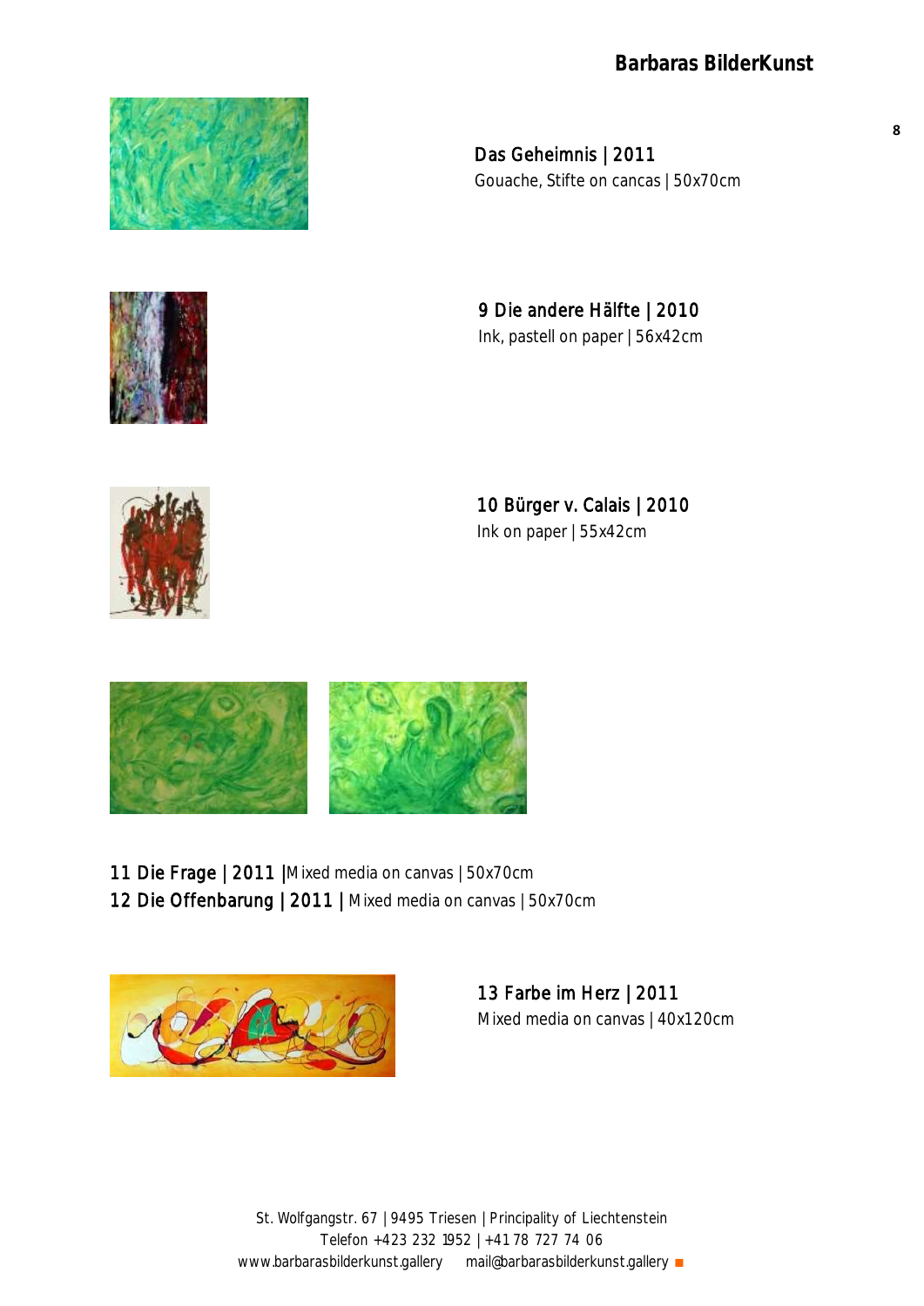Das Geheimnis | 2011
Gouache, Stifte on cancas | 50x70cm

9 Die andere Hälfte | 2010
Ink, pastell on paper | 56x42cm

10 Bürger v. Calais | 2010
Ink on paper | 55x42cm

11 Die Frage | 2011 |Mixed media on canvas | 50x70cm
12 Die Offenbarung | 2011 | Mixed media on canvas | 50x70cm

13 Farbe im Herz | 2011
Mixed media on canvas | 40x120cm

St. Wolfgangstr. 67 | 9495 Triesen | Principality of Liechtenstein
Telefon +423 232 1952 | +41 78 727 74 06
www.barbarasbilderkunst.gallery mail@barbarasbilderkunst.gallery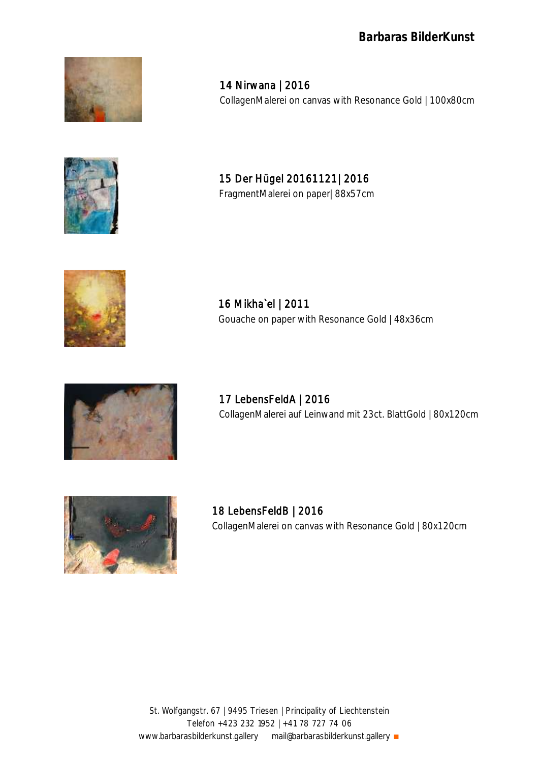14 Nirwana | 2016
CollagenMalerei on canvas with Resonance Gold | 100x80cm

15 Der Hügel 20161121| 2016
FragmentMalerei on paper| 88x57cm

16 Mikha`el | 2011
Gouache on paper with Resonance Gold | 48x36cm

17 LebensFeldA | 2016
CollagenMalerei auf Leinwand mit 23ct. BlattGold | 80x120cm

18 LebensFeldB | 2016
CollagenMalerei on canvas with Resonance Gold | 80x120cm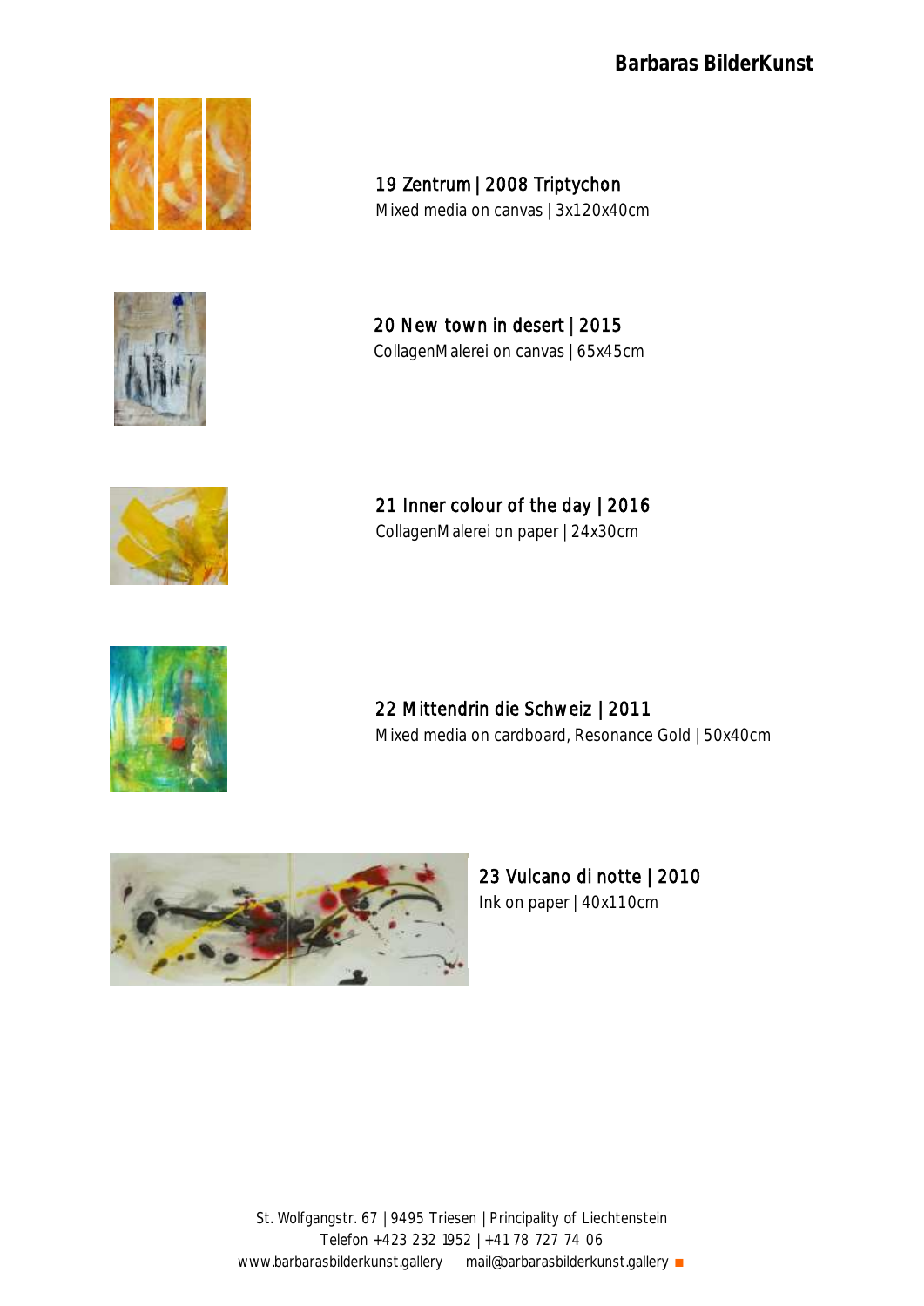19 Zentrum | 2008 Triptychon
Mixed media on canvas | 3x120x40cm

20 New town in desert | 2015
CollagenMalerei on canvas | 65x45cm

21 Inner colour of the day | 2016
CollagenMalerei on paper | 24x30cm

22 Mittendrin die Schweiz | 2011
Mixed media on cardboard, Resonance Gold | 50x40cm

23 Vulcano di notte | 2010
Ink on paper | 40x110cm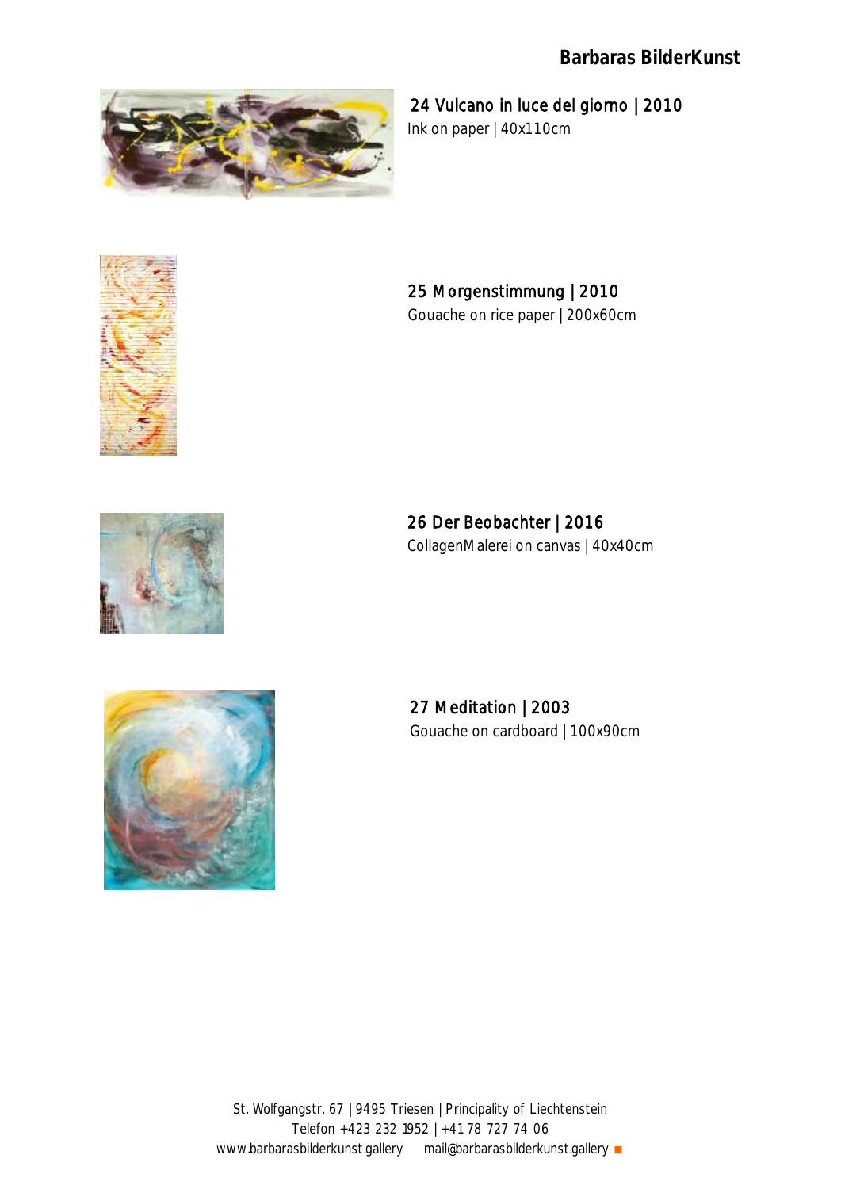24 Vulcano in luce del giorno | 2010
Ink on paper | 40x110cm

25 Morgenstimmung | 2010
Gouache on rice paper | 200x60cm

26 Der Beobachter | 2016
CollagenMalerei on canvas | 40x40cm

27 Meditation | 2003
Gouache on cardboard | 100x90cm

St. Wolfgangstr. 67 | 9495 Triesen | Principality of Liechtenstein
Telefon +423 232 1952 | +41 78 727 74 06
www.barbarasbilderkunst.gallery mail@barbarasbilderkunst.gallery